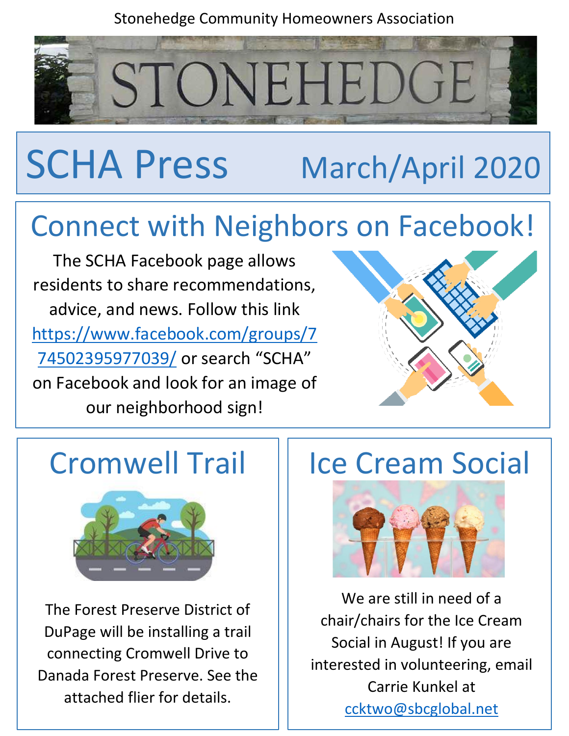Stonehedge Community Homeowners Association

# SCHA Press — March/April 2020

## Connect with Neighbors on Facebook!

The SCHA Facebook page allows residents to share recommendations, advice, and news. Follow this link https://www.facebook.com/groups/774502395977039/ or search "SCHA" on Facebook and look for an image of our neighborhood sign!

## Cromwell Trail

The Forest Preserve District of DuPage will be installing a trail connecting Cromwell Drive to Danada Forest Preserve. See the attached flier for details.

## Ice Cream Social

We are still in need of a chair/chairs for the Ice Cream Social in August! If you are interested in volunteering, email Carrie Kunkel at ccktwo@sbcglobal.net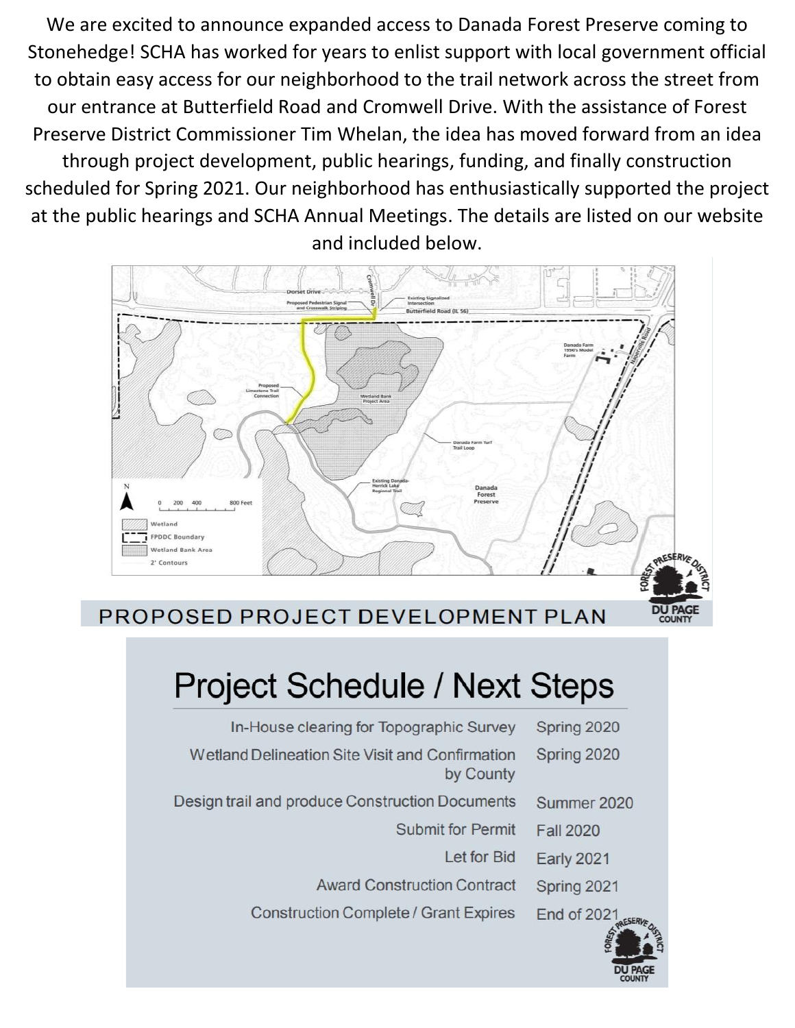We are excited to announce expanded access to Danada Forest Preserve coming to Stonehedge! SCHA has worked for years to enlist support with local government official to obtain easy access for our neighborhood to the trail network across the street from our entrance at Butterfield Road and Cromwell Drive. With the assistance of Forest Preserve District Commissioner Tim Whelan, the idea has moved forward from an idea through project development, public hearings, funding, and finally construction scheduled for Spring 2021. Our neighborhood has enthusiastically supported the project at the public hearings and SCHA Annual Meetings. The details are listed on our website and included below.

Dorset Drive

Cromwell Dr

Proposed Pedestrian Signal and Crosswalk Striping

Existing Signalized Intersection

Butterfield Road (IL 56)

Proposed Limestone Trail Connection

Wetland Bank Project Area

Danada Farm 1950's Model Farm

Naperville Road

Danada Farm Turf Trail Loop

Existing Danada-Herrick Lake Regional Trail

Danada Forest Preserve

N

0 200 400 800 Feet

Wetland

FPDDC Boundary

Wetland Bank Area

2' Contours

FOREST PRESERVE DISTRICT DU PAGE COUNTY

PROPOSED PROJECT DEVELOPMENT PLAN

## Project Schedule / Next Steps

| Task | Timing |
|---|---|
| In-House clearing for Topographic Survey | Spring 2020 |
| Wetland Delineation Site Visit and Confirmation by County | Spring 2020 |
| Design trail and produce Construction Documents | Summer 2020 |
| Submit for Permit | Fall 2020 |
| Let for Bid | Early 2021 |
| Award Construction Contract | Spring 2021 |
| Construction Complete / Grant Expires | End of 2021 |

FOREST PRESERVE DISTRICT DU PAGE COUNTY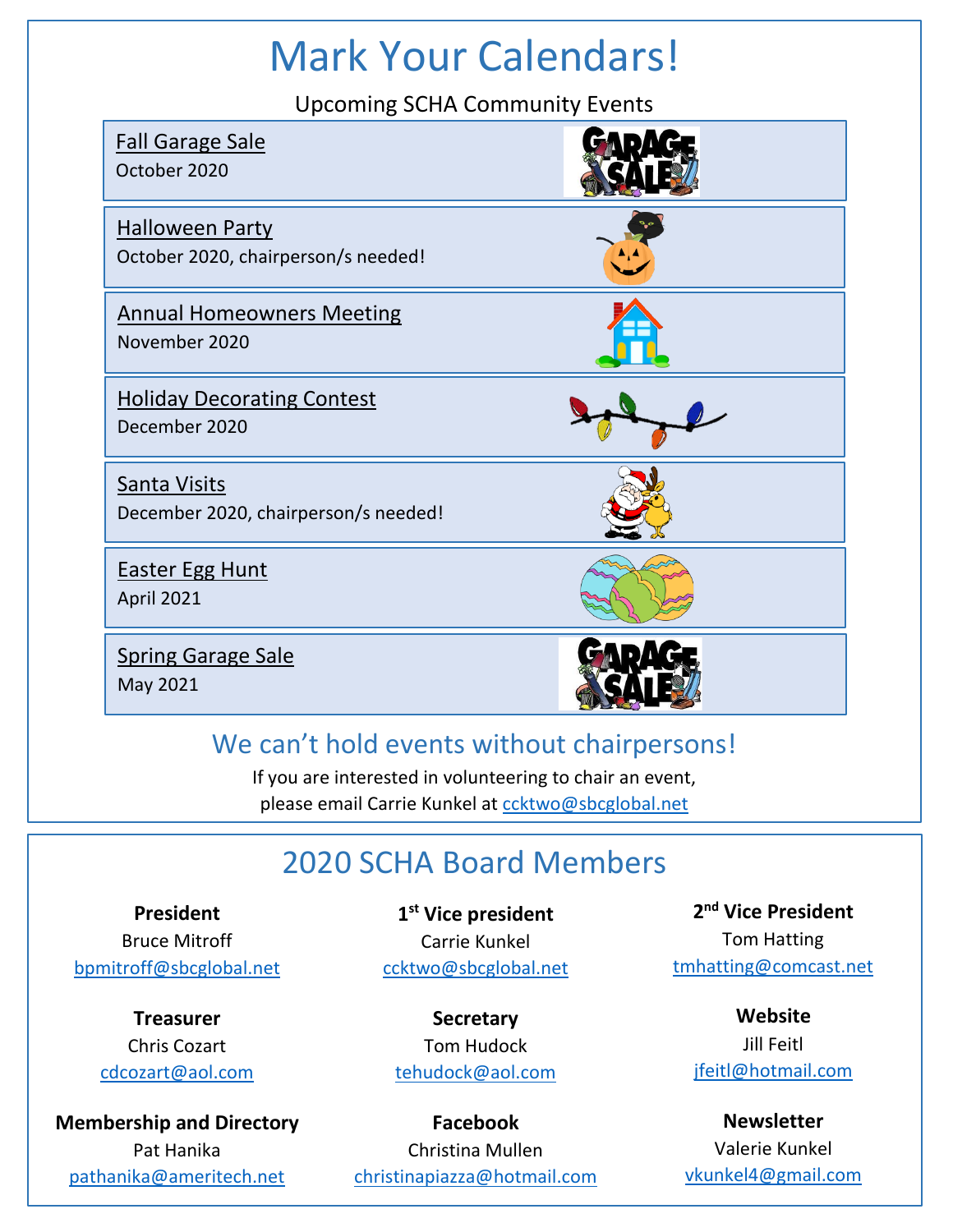# Mark Your Calendars!

Upcoming SCHA Community Events

Fall Garage Sale
October 2020

Halloween Party
October 2020, chairperson/s needed!

Annual Homeowners Meeting
November 2020

Holiday Decorating Contest
December 2020

Santa Visits
December 2020, chairperson/s needed!

Easter Egg Hunt
April 2021

Spring Garage Sale
May 2021

## We can't hold events without chairpersons!

If you are interested in volunteering to chair an event,
please email Carrie Kunkel at ccktwo@sbcglobal.net

# 2020 SCHA Board Members

**President**
Bruce Mitroff
bpmitroff@sbcglobal.net

**1st Vice president**
Carrie Kunkel
cck two@sbcglobal.net

**2nd Vice President**
Tom Hatting
tmhatting@comcast.net

**Treasurer**
Chris Cozart
cdcozart@aol.com

**Secretary**
Tom Hudock
tehudock@aol.com

**Website**
Jill Feitl
jfeitl@hotmail.com

**Membership and Directory**
Pat Hanika
pathanika@ameritech.net

**Facebook**
Christina Mullen
christinapiazza@hotmail.com

**Newsletter**
Valerie Kunkel
vkunkel4@gmail.com